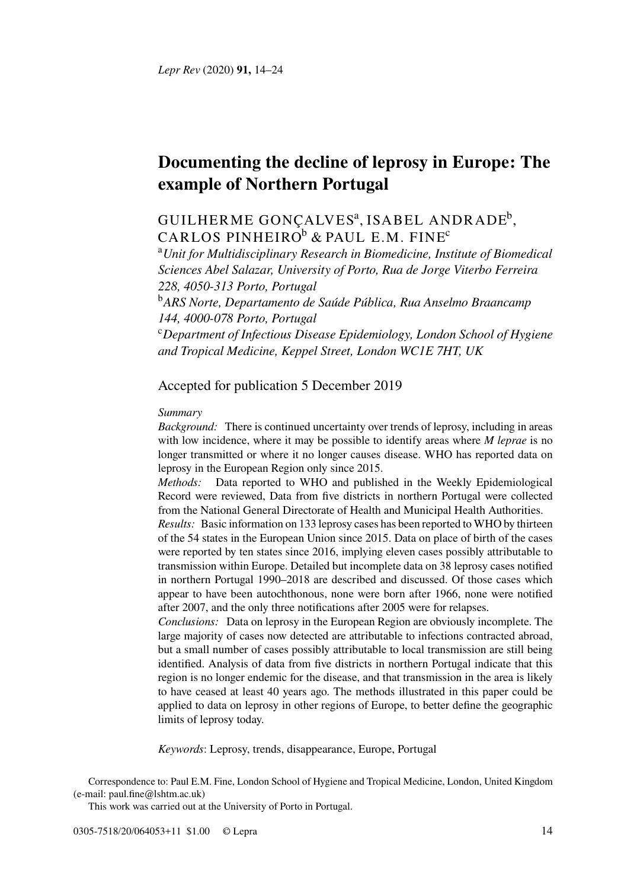# Documenting the decline of leprosy in Europe: The example of Northern Portugal

GUILHERME GONÇALVES[a], ISABEL ANDRADE[b], CARLOS PINHEIRO[b] & PAUL E.M. FINE[c]

[a]*Unit for Multidisciplinary Research in Biomedicine, Institute of Biomedical Sciences Abel Salazar, University of Porto, Rua de Jorge Viterbo Ferreira 228, 4050-313 Porto, Portugal*

[b]*ARS Norte, Departamento de Saúde Pública, Rua Anselmo Braancamp 144, 4000-078 Porto, Portugal*

[c]*Department of Infectious Disease Epidemiology, London School of Hygiene and Tropical Medicine, Keppel Street, London WC1E 7HT, UK*

Accepted for publication 5 December 2019

*Summary*

*Background:* There is continued uncertainty over trends of leprosy, including in areas with low incidence, where it may be possible to identify areas where *M leprae* is no longer transmitted or where it no longer causes disease. WHO has reported data on leprosy in the European Region only since 2015.

*Methods:* Data reported to WHO and published in the Weekly Epidemiological Record were reviewed, Data from five districts in northern Portugal were collected from the National General Directorate of Health and Municipal Health Authorities.

*Results:* Basic information on 133 leprosy cases has been reported to WHO by thirteen of the 54 states in the European Union since 2015. Data on place of birth of the cases were reported by ten states since 2016, implying eleven cases possibly attributable to transmission within Europe. Detailed but incomplete data on 38 leprosy cases notified in northern Portugal 1990–2018 are described and discussed. Of those cases which appear to have been autochthonous, none were born after 1966, none were notified after 2007, and the only three notifications after 2005 were for relapses.

*Conclusions:* Data on leprosy in the European Region are obviously incomplete. The large majority of cases now detected are attributable to infections contracted abroad, but a small number of cases possibly attributable to local transmission are still being identified. Analysis of data from five districts in northern Portugal indicate that this region is no longer endemic for the disease, and that transmission in the area is likely to have ceased at least 40 years ago. The methods illustrated in this paper could be applied to data on leprosy in other regions of Europe, to better define the geographic limits of leprosy today.

*Keywords*: Leprosy, trends, disappearance, Europe, Portugal

Correspondence to: Paul E.M. Fine, London School of Hygiene and Tropical Medicine, London, United Kingdom (e-mail: paul.fine@lshtm.ac.uk)

This work was carried out at the University of Porto in Portugal.

0305-7518/20/064053+11 $1.00 © Lepra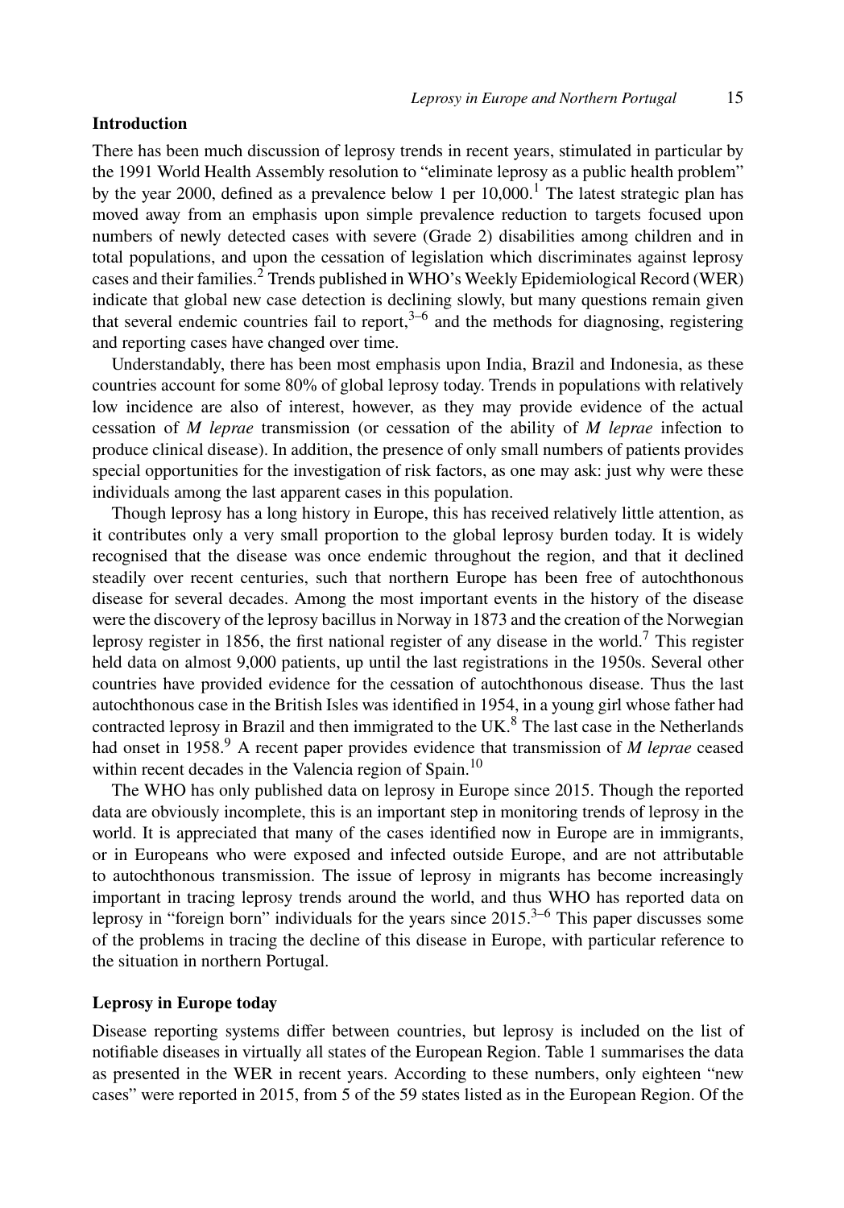## Introduction

There has been much discussion of leprosy trends in recent years, stimulated in particular by the 1991 World Health Assembly resolution to "eliminate leprosy as a public health problem" by the year 2000, defined as a prevalence below 1 per 10,000.[1] The latest strategic plan has moved away from an emphasis upon simple prevalence reduction to targets focused upon numbers of newly detected cases with severe (Grade 2) disabilities among children and in total populations, and upon the cessation of legislation which discriminates against leprosy cases and their families.[2] Trends published in WHO's Weekly Epidemiological Record (WER) indicate that global new case detection is declining slowly, but many questions remain given that several endemic countries fail to report,[3–6] and the methods for diagnosing, registering and reporting cases have changed over time.

Understandably, there has been most emphasis upon India, Brazil and Indonesia, as these countries account for some 80% of global leprosy today. Trends in populations with relatively low incidence are also of interest, however, as they may provide evidence of the actual cessation of *M leprae* transmission (or cessation of the ability of *M leprae* infection to produce clinical disease). In addition, the presence of only small numbers of patients provides special opportunities for the investigation of risk factors, as one may ask: just why were these individuals among the last apparent cases in this population.

Though leprosy has a long history in Europe, this has received relatively little attention, as it contributes only a very small proportion to the global leprosy burden today. It is widely recognised that the disease was once endemic throughout the region, and that it declined steadily over recent centuries, such that northern Europe has been free of autochthonous disease for several decades. Among the most important events in the history of the disease were the discovery of the leprosy bacillus in Norway in 1873 and the creation of the Norwegian leprosy register in 1856, the first national register of any disease in the world.[7] This register held data on almost 9,000 patients, up until the last registrations in the 1950s. Several other countries have provided evidence for the cessation of autochthonous disease. Thus the last autochthonous case in the British Isles was identified in 1954, in a young girl whose father had contracted leprosy in Brazil and then immigrated to the UK.[8] The last case in the Netherlands had onset in 1958.[9] A recent paper provides evidence that transmission of *M leprae* ceased within recent decades in the Valencia region of Spain.[10]

The WHO has only published data on leprosy in Europe since 2015. Though the reported data are obviously incomplete, this is an important step in monitoring trends of leprosy in the world. It is appreciated that many of the cases identified now in Europe are in immigrants, or in Europeans who were exposed and infected outside Europe, and are not attributable to autochthonous transmission. The issue of leprosy in migrants has become increasingly important in tracing leprosy trends around the world, and thus WHO has reported data on leprosy in "foreign born" individuals for the years since 2015.[3–6] This paper discusses some of the problems in tracing the decline of this disease in Europe, with particular reference to the situation in northern Portugal.

## Leprosy in Europe today

Disease reporting systems differ between countries, but leprosy is included on the list of notifiable diseases in virtually all states of the European Region. Table 1 summarises the data as presented in the WER in recent years. According to these numbers, only eighteen "new cases" were reported in 2015, from 5 of the 59 states listed as in the European Region. Of the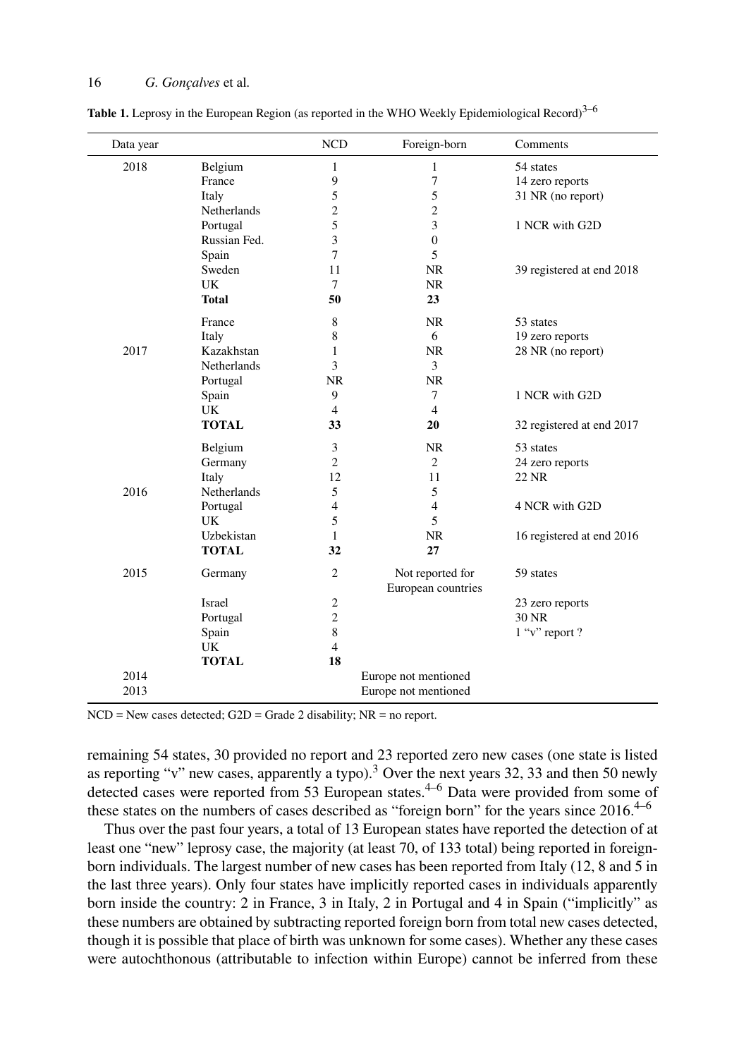**Table 1.** Leprosy in the European Region (as reported in the WHO Weekly Epidemiological Record)[3–6]

| Data year | | NCD | Foreign-born | Comments |
|---|---|---|---|---|
| 2018 | Belgium | 1 | 1 | 54 states |
| | France | 9 | 7 | 14 zero reports |
| | Italy | 5 | 5 | 31 NR (no report) |
| | Netherlands | 2 | 2 | |
| | Portugal | 5 | 3 | 1 NCR with G2D |
| | Russian Fed. | 3 | 0 | |
| | Spain | 7 | 5 | |
| | Sweden | 11 | NR | 39 registered at end 2018 |
| | UK | 7 | NR | |
| | **Total** | **50** | **23** | |
| | France | 8 | NR | 53 states |
| | Italy | 8 | 6 | 19 zero reports |
| 2017 | Kazakhstan | 1 | NR | 28 NR (no report) |
| | Netherlands | 3 | 3 | |
| | Portugal | NR | NR | |
| | Spain | 9 | 7 | 1 NCR with G2D |
| | UK | 4 | 4 | |
| | **TOTAL** | **33** | **20** | 32 registered at end 2017 |
| | Belgium | 3 | NR | 53 states |
| | Germany | 2 | 2 | 24 zero reports |
| | Italy | 12 | 11 | 22 NR |
| 2016 | Netherlands | 5 | 5 | |
| | Portugal | 4 | 4 | 4 NCR with G2D |
| | UK | 5 | 5 | |
| | Uzbekistan | 1 | NR | 16 registered at end 2016 |
| | **TOTAL** | **32** | **27** | |
| 2015 | Germany | 2 | Not reported for European countries | 59 states |
| | Israel | 2 | | 23 zero reports |
| | Portugal | 2 | | 30 NR |
| | Spain | 8 | | 1 "v" report ? |
| | UK | 4 | | |
| | **TOTAL** | **18** | | |
| 2014 | | | Europe not mentioned | |
| 2013 | | | Europe not mentioned | |

NCD = New cases detected; G2D = Grade 2 disability; NR = no report.

remaining 54 states, 30 provided no report and 23 reported zero new cases (one state is listed as reporting "v" new cases, apparently a typo).[3] Over the next years 32, 33 and then 50 newly detected cases were reported from 53 European states.[4–6] Data were provided from some of these states on the numbers of cases described as "foreign born" for the years since 2016.[4–6]

Thus over the past four years, a total of 13 European states have reported the detection of at least one "new" leprosy case, the majority (at least 70, of 133 total) being reported in foreign-born individuals. The largest number of new cases has been reported from Italy (12, 8 and 5 in the last three years). Only four states have implicitly reported cases in individuals apparently born inside the country: 2 in France, 3 in Italy, 2 in Portugal and 4 in Spain ("implicitly" as these numbers are obtained by subtracting reported foreign born from total new cases detected, though it is possible that place of birth was unknown for some cases). Whether any these cases were autochthonous (attributable to infection within Europe) cannot be inferred from these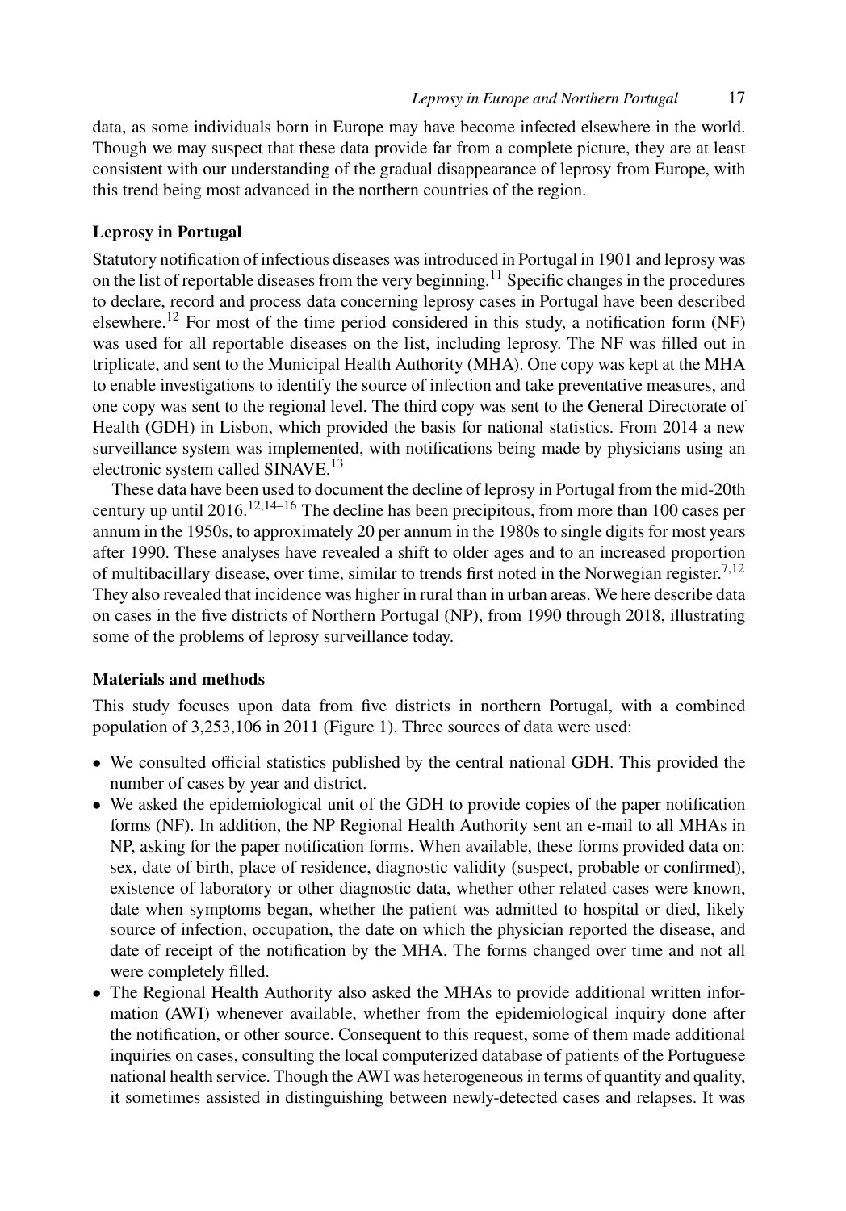data, as some individuals born in Europe may have become infected elsewhere in the world. Though we may suspect that these data provide far from a complete picture, they are at least consistent with our understanding of the gradual disappearance of leprosy from Europe, with this trend being most advanced in the northern countries of the region.

### Leprosy in Portugal

Statutory notification of infectious diseases was introduced in Portugal in 1901 and leprosy was on the list of reportable diseases from the very beginning.[11] Specific changes in the procedures to declare, record and process data concerning leprosy cases in Portugal have been described elsewhere.[12] For most of the time period considered in this study, a notification form (NF) was used for all reportable diseases on the list, including leprosy. The NF was filled out in triplicate, and sent to the Municipal Health Authority (MHA). One copy was kept at the MHA to enable investigations to identify the source of infection and take preventative measures, and one copy was sent to the regional level. The third copy was sent to the General Directorate of Health (GDH) in Lisbon, which provided the basis for national statistics. From 2014 a new surveillance system was implemented, with notifications being made by physicians using an electronic system called SINAVE.[13]

These data have been used to document the decline of leprosy in Portugal from the mid-20th century up until 2016.[12,14–16] The decline has been precipitous, from more than 100 cases per annum in the 1950s, to approximately 20 per annum in the 1980s to single digits for most years after 1990. These analyses have revealed a shift to older ages and to an increased proportion of multibacillary disease, over time, similar to trends first noted in the Norwegian register.[7,12] They also revealed that incidence was higher in rural than in urban areas. We here describe data on cases in the five districts of Northern Portugal (NP), from 1990 through 2018, illustrating some of the problems of leprosy surveillance today.

### Materials and methods

This study focuses upon data from five districts in northern Portugal, with a combined population of 3,253,106 in 2011 (Figure 1). Three sources of data were used:

- We consulted official statistics published by the central national GDH. This provided the number of cases by year and district.
- We asked the epidemiological unit of the GDH to provide copies of the paper notification forms (NF). In addition, the NP Regional Health Authority sent an e-mail to all MHAs in NP, asking for the paper notification forms. When available, these forms provided data on: sex, date of birth, place of residence, diagnostic validity (suspect, probable or confirmed), existence of laboratory or other diagnostic data, whether other related cases were known, date when symptoms began, whether the patient was admitted to hospital or died, likely source of infection, occupation, the date on which the physician reported the disease, and date of receipt of the notification by the MHA. The forms changed over time and not all were completely filled.
- The Regional Health Authority also asked the MHAs to provide additional written information (AWI) whenever available, whether from the epidemiological inquiry done after the notification, or other source. Consequent to this request, some of them made additional inquiries on cases, consulting the local computerized database of patients of the Portuguese national health service. Though the AWI was heterogeneous in terms of quantity and quality, it sometimes assisted in distinguishing between newly-detected cases and relapses. It was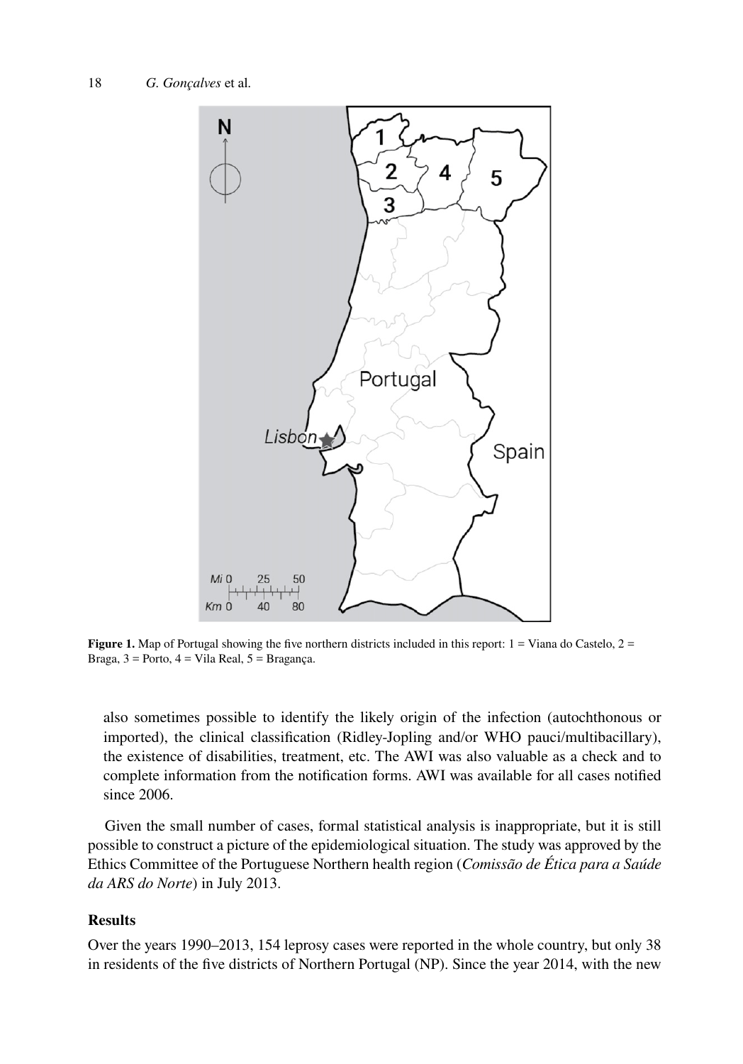**Figure 1.** Map of Portugal showing the five northern districts included in this report: 1 = Viana do Castelo, 2 = Braga, 3 = Porto, 4 = Vila Real, 5 = Bragança.

also sometimes possible to identify the likely origin of the infection (autochthonous or imported), the clinical classification (Ridley-Jopling and/or WHO pauci/multibacillary), the existence of disabilities, treatment, etc. The AWI was also valuable as a check and to complete information from the notification forms. AWI was available for all cases notified since 2006.

Given the small number of cases, formal statistical analysis is inappropriate, but it is still possible to construct a picture of the epidemiological situation. The study was approved by the Ethics Committee of the Portuguese Northern health region (*Comissão de Ética para a Saúde da ARS do Norte*) in July 2013.

## Results

Over the years 1990–2013, 154 leprosy cases were reported in the whole country, but only 38 in residents of the five districts of Northern Portugal (NP). Since the year 2014, with the new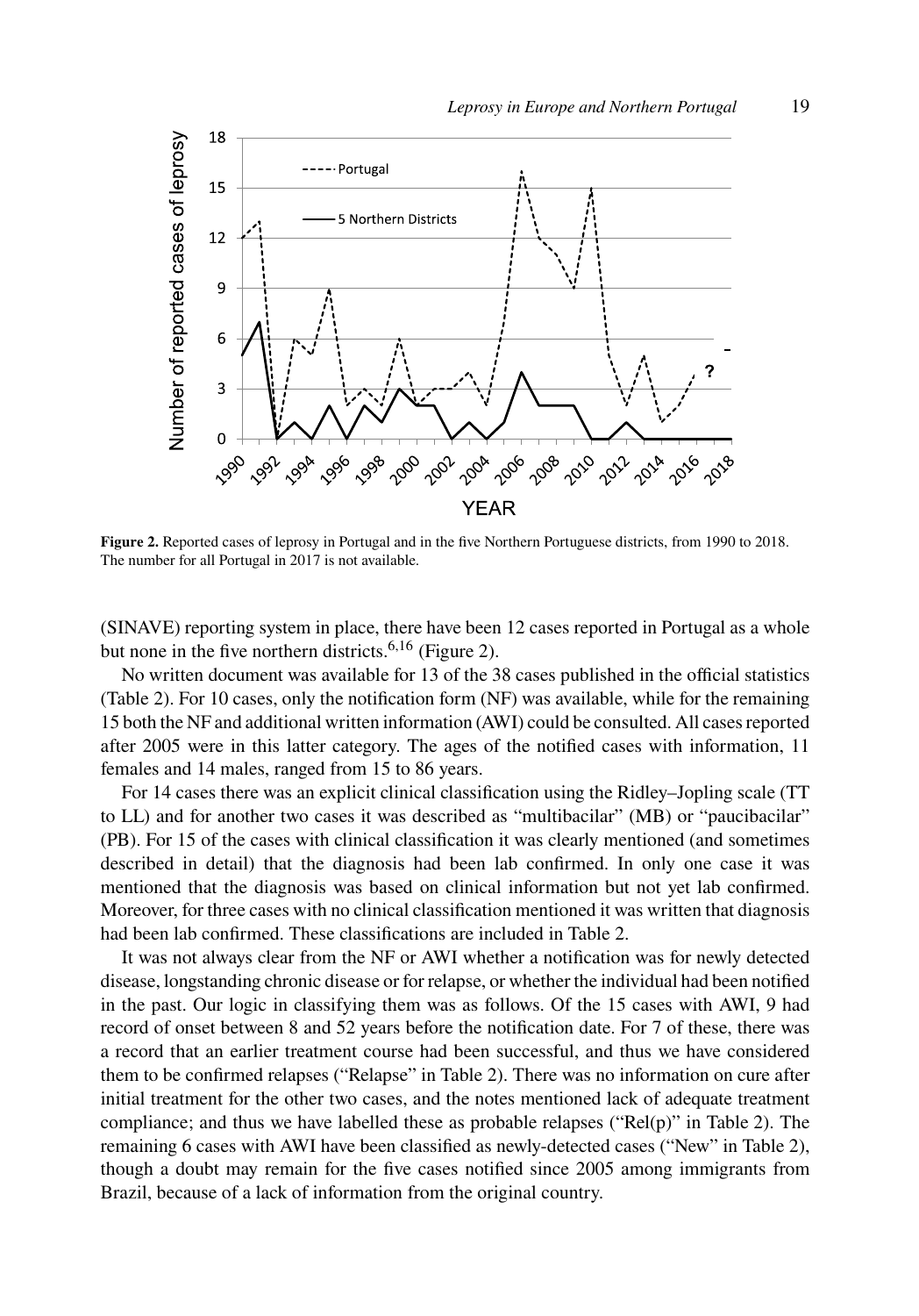**Figure 2.** Reported cases of leprosy in Portugal and in the five Northern Portuguese districts, from 1990 to 2018. The number for all Portugal in 2017 is not available.

(SINAVE) reporting system in place, there have been 12 cases reported in Portugal as a whole but none in the five northern districts.[6,16] (Figure 2).

No written document was available for 13 of the 38 cases published in the official statistics (Table 2). For 10 cases, only the notification form (NF) was available, while for the remaining 15 both the NF and additional written information (AWI) could be consulted. All cases reported after 2005 were in this latter category. The ages of the notified cases with information, 11 females and 14 males, ranged from 15 to 86 years.

For 14 cases there was an explicit clinical classification using the Ridley–Jopling scale (TT to LL) and for another two cases it was described as "multibacilar" (MB) or "paucibacilar" (PB). For 15 of the cases with clinical classification it was clearly mentioned (and sometimes described in detail) that the diagnosis had been lab confirmed. In only one case it was mentioned that the diagnosis was based on clinical information but not yet lab confirmed. Moreover, for three cases with no clinical classification mentioned it was written that diagnosis had been lab confirmed. These classifications are included in Table 2.

It was not always clear from the NF or AWI whether a notification was for newly detected disease, longstanding chronic disease or for relapse, or whether the individual had been notified in the past. Our logic in classifying them was as follows. Of the 15 cases with AWI, 9 had record of onset between 8 and 52 years before the notification date. For 7 of these, there was a record that an earlier treatment course had been successful, and thus we have considered them to be confirmed relapses ("Relapse" in Table 2). There was no information on cure after initial treatment for the other two cases, and the notes mentioned lack of adequate treatment compliance; and thus we have labelled these as probable relapses ("Rel(p)" in Table 2). The remaining 6 cases with AWI have been classified as newly-detected cases ("New" in Table 2), though a doubt may remain for the five cases notified since 2005 among immigrants from Brazil, because of a lack of information from the original country.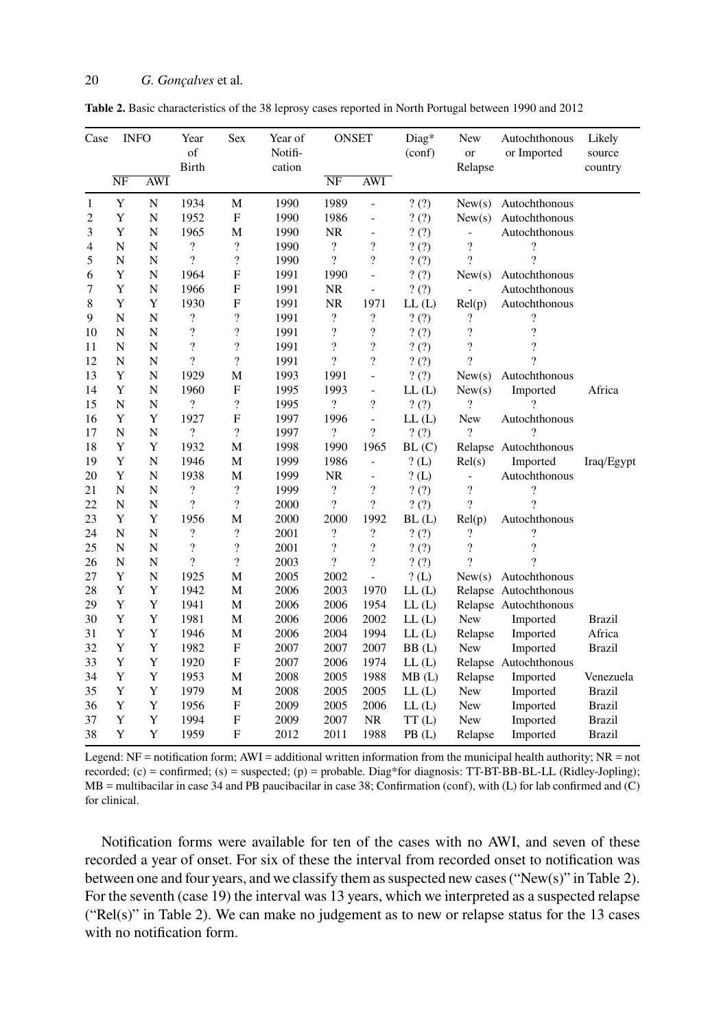**Table 2.** Basic characteristics of the 38 leprosy cases reported in North Portugal between 1990 and 2012

| Case | INFO | | Year of Birth | Sex | Year of Notifi-cation | ONSET | | Diag* (conf) | New or Relapse | Autochthonous or Imported | Likely source country |
|---|---|---|---|---|---|---|---|---|---|---|---|
| | NF | AWI | | | | NF | AWI | | | | |
| 1 | Y | N | 1934 | M | 1990 | 1989 | - | ? (?) | New(s) | Autochthonous | |
| 2 | Y | N | 1952 | F | 1990 | 1986 | - | ? (?) | New(s) | Autochthonous | |
| 3 | Y | N | 1965 | M | 1990 | NR | - | ? (?) | - | Autochthonous | |
| 4 | N | N | ? | ? | 1990 | ? | ? | ? (?) | ? | ? | |
| 5 | N | N | ? | ? | 1990 | ? | ? | ? (?) | ? | ? | |
| 6 | Y | N | 1964 | F | 1991 | 1990 | - | ? (?) | New(s) | Autochthonous | |
| 7 | Y | N | 1966 | F | 1991 | NR | - | ? (?) | - | Autochthonous | |
| 8 | Y | Y | 1930 | F | 1991 | NR | 1971 | LL (L) | Rel(p) | Autochthonous | |
| 9 | N | N | ? | ? | 1991 | ? | ? | ? (?) | ? | ? | |
| 10 | N | N | ? | ? | 1991 | ? | ? | ? (?) | ? | ? | |
| 11 | N | N | ? | ? | 1991 | ? | ? | ? (?) | ? | ? | |
| 12 | N | N | ? | ? | 1991 | ? | ? | ? (?) | ? | ? | |
| 13 | Y | N | 1929 | M | 1993 | 1991 | - | ? (?) | New(s) | Autochthonous | |
| 14 | Y | N | 1960 | F | 1995 | 1993 | - | LL (L) | New(s) | Imported | Africa |
| 15 | N | N | ? | ? | 1995 | ? | ? | ? (?) | ? | ? | |
| 16 | Y | Y | 1927 | F | 1997 | 1996 | - | LL (L) | New | Autochthonous | |
| 17 | N | N | ? | ? | 1997 | ? | ? | ? (?) | ? | ? | |
| 18 | Y | Y | 1932 | M | 1998 | 1990 | 1965 | BL (C) | Relapse | Autochthonous | |
| 19 | Y | N | 1946 | M | 1999 | 1986 | - | ? (L) | Rel(s) | Imported | Iraq/Egypt |
| 20 | Y | N | 1938 | M | 1999 | NR | - | ? (L) | - | Autochthonous | |
| 21 | N | N | ? | ? | 1999 | ? | ? | ? (?) | ? | ? | |
| 22 | N | N | ? | ? | 2000 | ? | ? | ? (?) | ? | ? | |
| 23 | Y | Y | 1956 | M | 2000 | 2000 | 1992 | BL (L) | Rel(p) | Autochthonous | |
| 24 | N | N | ? | ? | 2001 | ? | ? | ? (?) | ? | ? | |
| 25 | N | N | ? | ? | 2001 | ? | ? | ? (?) | ? | ? | |
| 26 | N | N | ? | ? | 2003 | ? | ? | ? (?) | ? | ? | |
| 27 | Y | N | 1925 | M | 2005 | 2002 | - | ? (L) | New(s) | Autochthonous | |
| 28 | Y | Y | 1942 | M | 2006 | 2003 | 1970 | LL (L) | Relapse | Autochthonous | |
| 29 | Y | Y | 1941 | M | 2006 | 2006 | 1954 | LL (L) | Relapse | Autochthonous | |
| 30 | Y | Y | 1981 | M | 2006 | 2006 | 2002 | LL (L) | New | Imported | Brazil |
| 31 | Y | Y | 1946 | M | 2006 | 2004 | 1994 | LL (L) | Relapse | Imported | Africa |
| 32 | Y | Y | 1982 | F | 2007 | 2007 | 2007 | BB (L) | New | Imported | Brazil |
| 33 | Y | Y | 1920 | F | 2007 | 2006 | 1974 | LL (L) | Relapse | Autochthonous | |
| 34 | Y | Y | 1953 | M | 2008 | 2005 | 1988 | MB (L) | Relapse | Imported | Venezuela |
| 35 | Y | Y | 1979 | M | 2008 | 2005 | 2005 | LL (L) | New | Imported | Brazil |
| 36 | Y | Y | 1956 | F | 2009 | 2005 | 2006 | LL (L) | New | Imported | Brazil |
| 37 | Y | Y | 1994 | F | 2009 | 2007 | NR | TT (L) | New | Imported | Brazil |
| 38 | Y | Y | 1959 | F | 2012 | 2011 | 1988 | PB (L) | Relapse | Imported | Brazil |

Legend: NF = notification form; AWI = additional written information from the municipal health authority; NR = not recorded; (c) = confirmed; (s) = suspected; (p) = probable. Diag*for diagnosis: TT-BT-BB-BL-LL (Ridley-Jopling); MB = multibacilar in case 34 and PB paucibacilar in case 38; Confirmation (conf), with (L) for lab confirmed and (C) for clinical.

Notification forms were available for ten of the cases with no AWI, and seven of these recorded a year of onset. For six of these the interval from recorded onset to notification was between one and four years, and we classify them as suspected new cases ("New(s)" in Table 2). For the seventh (case 19) the interval was 13 years, which we interpreted as a suspected relapse ("Rel(s)" in Table 2). We can make no judgement as to new or relapse status for the 13 cases with no notification form.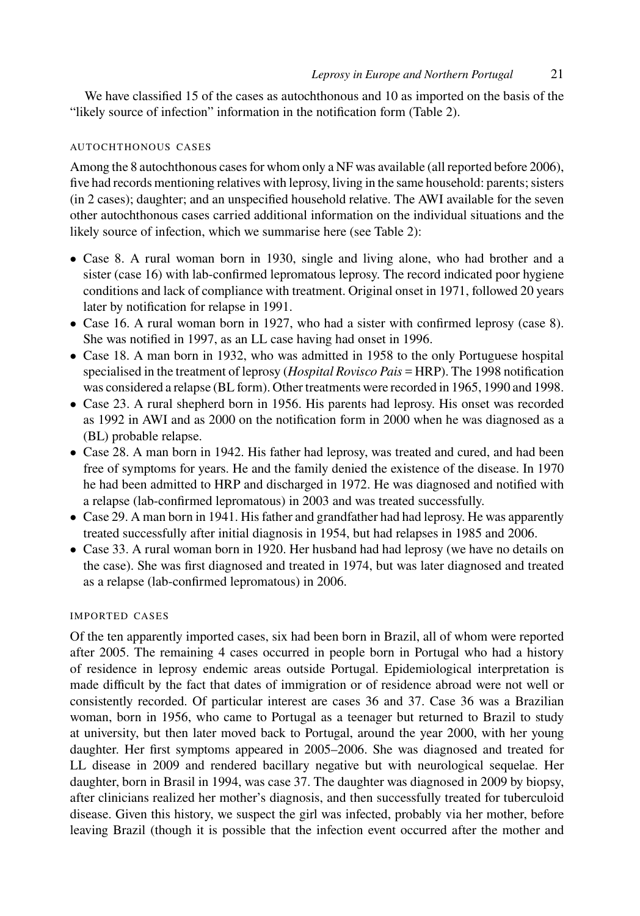We have classified 15 of the cases as autochthonous and 10 as imported on the basis of the "likely source of infection" information in the notification form (Table 2).

### AUTOCHTHONOUS CASES

Among the 8 autochthonous cases for whom only a NF was available (all reported before 2006), five had records mentioning relatives with leprosy, living in the same household: parents; sisters (in 2 cases); daughter; and an unspecified household relative. The AWI available for the seven other autochthonous cases carried additional information on the individual situations and the likely source of infection, which we summarise here (see Table 2):

- Case 8. A rural woman born in 1930, single and living alone, who had brother and a sister (case 16) with lab-confirmed lepromatous leprosy. The record indicated poor hygiene conditions and lack of compliance with treatment. Original onset in 1971, followed 20 years later by notification for relapse in 1991.
- Case 16. A rural woman born in 1927, who had a sister with confirmed leprosy (case 8). She was notified in 1997, as an LL case having had onset in 1996.
- Case 18. A man born in 1932, who was admitted in 1958 to the only Portuguese hospital specialised in the treatment of leprosy (*Hospital Rovisco Pais* = HRP). The 1998 notification was considered a relapse (BL form). Other treatments were recorded in 1965, 1990 and 1998.
- Case 23. A rural shepherd born in 1956. His parents had leprosy. His onset was recorded as 1992 in AWI and as 2000 on the notification form in 2000 when he was diagnosed as a (BL) probable relapse.
- Case 28. A man born in 1942. His father had leprosy, was treated and cured, and had been free of symptoms for years. He and the family denied the existence of the disease. In 1970 he had been admitted to HRP and discharged in 1972. He was diagnosed and notified with a relapse (lab-confirmed lepromatous) in 2003 and was treated successfully.
- Case 29. A man born in 1941. His father and grandfather had had leprosy. He was apparently treated successfully after initial diagnosis in 1954, but had relapses in 1985 and 2006.
- Case 33. A rural woman born in 1920. Her husband had had leprosy (we have no details on the case). She was first diagnosed and treated in 1974, but was later diagnosed and treated as a relapse (lab-confirmed lepromatous) in 2006.

### IMPORTED CASES

Of the ten apparently imported cases, six had been born in Brazil, all of whom were reported after 2005. The remaining 4 cases occurred in people born in Portugal who had a history of residence in leprosy endemic areas outside Portugal. Epidemiological interpretation is made difficult by the fact that dates of immigration or of residence abroad were not well or consistently recorded. Of particular interest are cases 36 and 37. Case 36 was a Brazilian woman, born in 1956, who came to Portugal as a teenager but returned to Brazil to study at university, but then later moved back to Portugal, around the year 2000, with her young daughter. Her first symptoms appeared in 2005–2006. She was diagnosed and treated for LL disease in 2009 and rendered bacillary negative but with neurological sequelae. Her daughter, born in Brasil in 1994, was case 37. The daughter was diagnosed in 2009 by biopsy, after clinicians realized her mother's diagnosis, and then successfully treated for tuberculoid disease. Given this history, we suspect the girl was infected, probably via her mother, before leaving Brazil (though it is possible that the infection event occurred after the mother and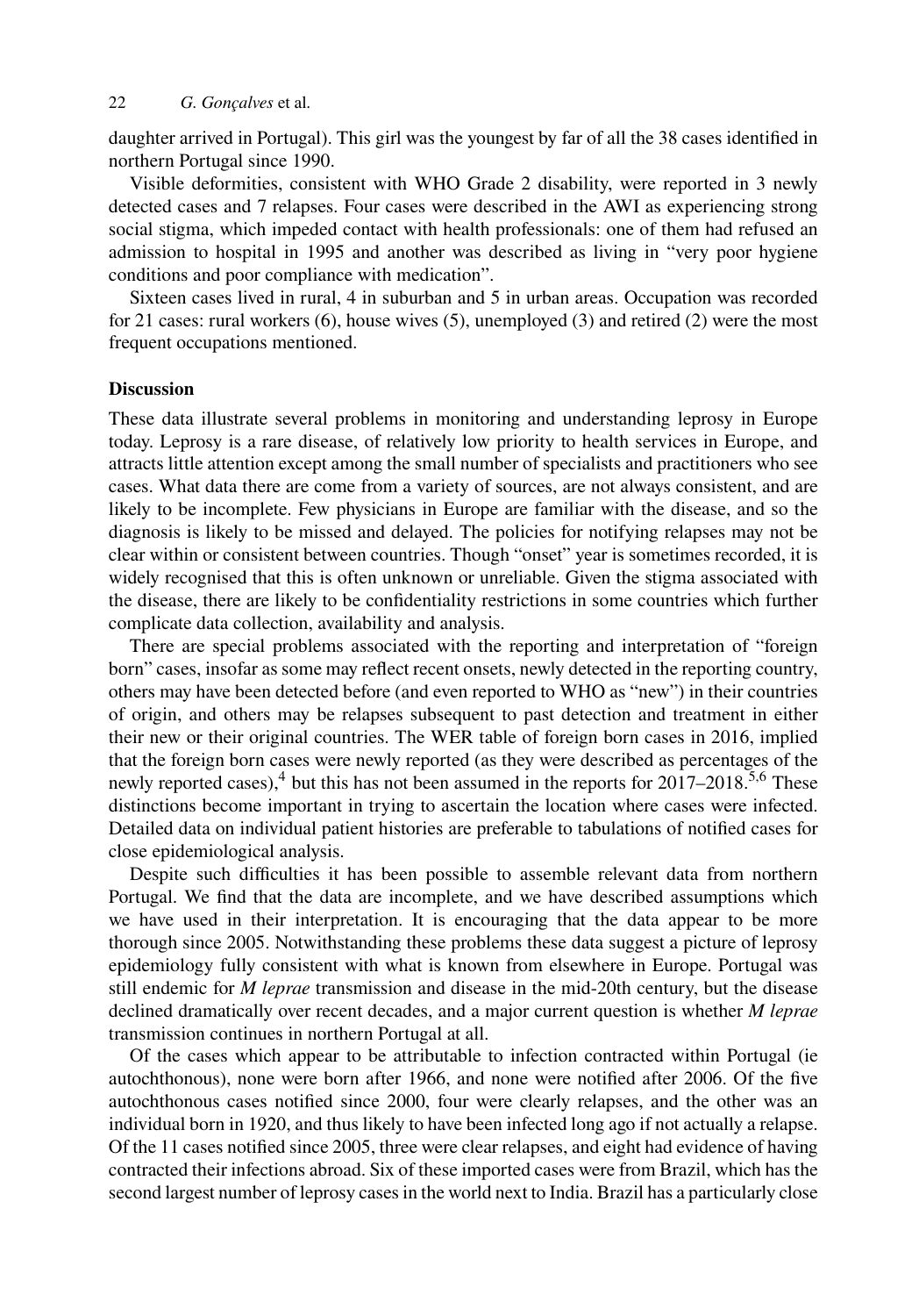daughter arrived in Portugal). This girl was the youngest by far of all the 38 cases identified in northern Portugal since 1990.

Visible deformities, consistent with WHO Grade 2 disability, were reported in 3 newly detected cases and 7 relapses. Four cases were described in the AWI as experiencing strong social stigma, which impeded contact with health professionals: one of them had refused an admission to hospital in 1995 and another was described as living in "very poor hygiene conditions and poor compliance with medication".

Sixteen cases lived in rural, 4 in suburban and 5 in urban areas. Occupation was recorded for 21 cases: rural workers (6), house wives (5), unemployed (3) and retired (2) were the most frequent occupations mentioned.

## Discussion

These data illustrate several problems in monitoring and understanding leprosy in Europe today. Leprosy is a rare disease, of relatively low priority to health services in Europe, and attracts little attention except among the small number of specialists and practitioners who see cases. What data there are come from a variety of sources, are not always consistent, and are likely to be incomplete. Few physicians in Europe are familiar with the disease, and so the diagnosis is likely to be missed and delayed. The policies for notifying relapses may not be clear within or consistent between countries. Though "onset" year is sometimes recorded, it is widely recognised that this is often unknown or unreliable. Given the stigma associated with the disease, there are likely to be confidentiality restrictions in some countries which further complicate data collection, availability and analysis.

There are special problems associated with the reporting and interpretation of "foreign born" cases, insofar as some may reflect recent onsets, newly detected in the reporting country, others may have been detected before (and even reported to WHO as "new") in their countries of origin, and others may be relapses subsequent to past detection and treatment in either their new or their original countries. The WER table of foreign born cases in 2016, implied that the foreign born cases were newly reported (as they were described as percentages of the newly reported cases),[4] but this has not been assumed in the reports for 2017–2018.[5,6] These distinctions become important in trying to ascertain the location where cases were infected. Detailed data on individual patient histories are preferable to tabulations of notified cases for close epidemiological analysis.

Despite such difficulties it has been possible to assemble relevant data from northern Portugal. We find that the data are incomplete, and we have described assumptions which we have used in their interpretation. It is encouraging that the data appear to be more thorough since 2005. Notwithstanding these problems these data suggest a picture of leprosy epidemiology fully consistent with what is known from elsewhere in Europe. Portugal was still endemic for *M leprae* transmission and disease in the mid-20th century, but the disease declined dramatically over recent decades, and a major current question is whether *M leprae* transmission continues in northern Portugal at all.

Of the cases which appear to be attributable to infection contracted within Portugal (ie autochthonous), none were born after 1966, and none were notified after 2006. Of the five autochthonous cases notified since 2000, four were clearly relapses, and the other was an individual born in 1920, and thus likely to have been infected long ago if not actually a relapse. Of the 11 cases notified since 2005, three were clear relapses, and eight had evidence of having contracted their infections abroad. Six of these imported cases were from Brazil, which has the second largest number of leprosy cases in the world next to India. Brazil has a particularly close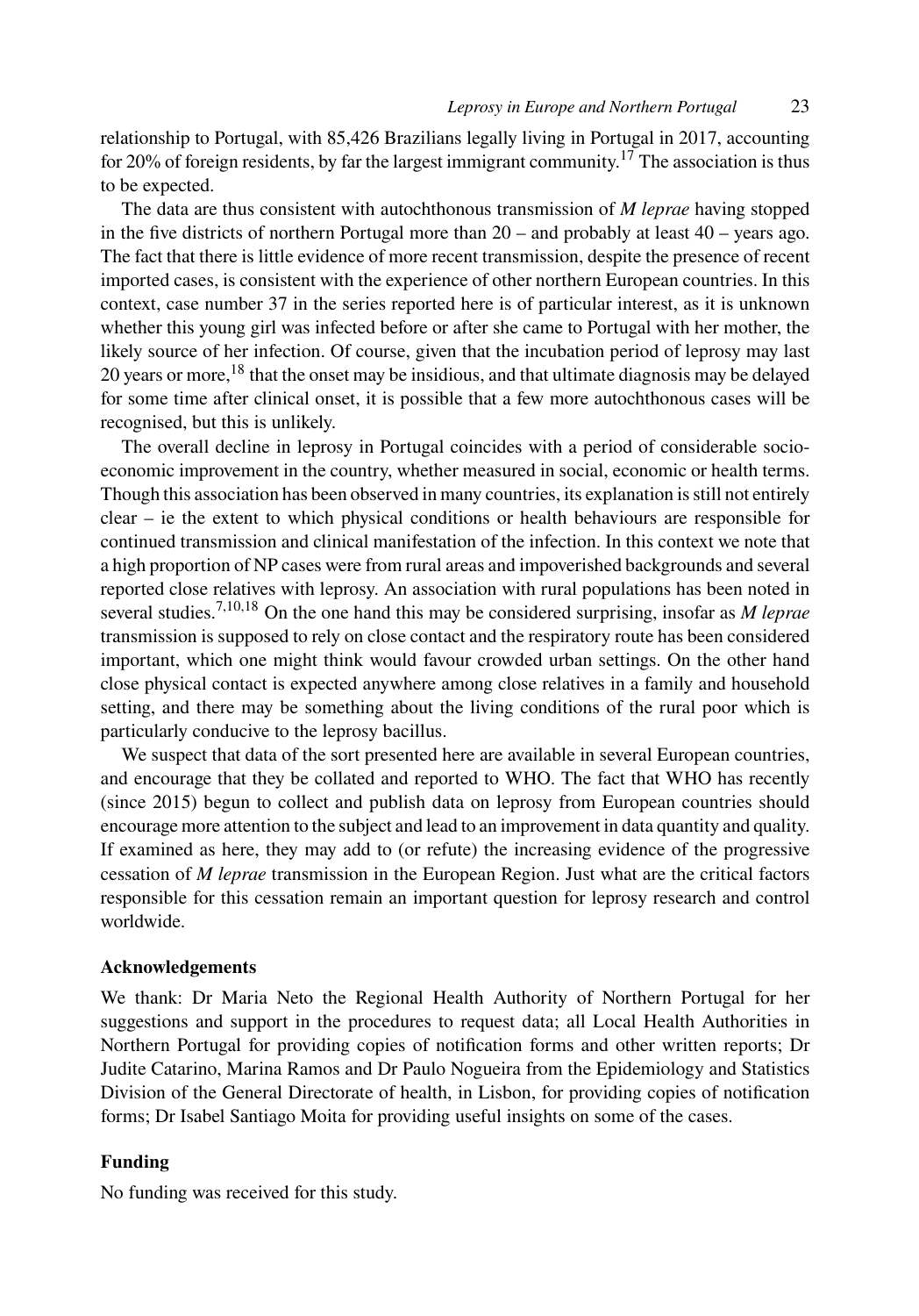relationship to Portugal, with 85,426 Brazilians legally living in Portugal in 2017, accounting for 20% of foreign residents, by far the largest immigrant community.[17] The association is thus to be expected.

The data are thus consistent with autochthonous transmission of *M leprae* having stopped in the five districts of northern Portugal more than 20 – and probably at least 40 – years ago. The fact that there is little evidence of more recent transmission, despite the presence of recent imported cases, is consistent with the experience of other northern European countries. In this context, case number 37 in the series reported here is of particular interest, as it is unknown whether this young girl was infected before or after she came to Portugal with her mother, the likely source of her infection. Of course, given that the incubation period of leprosy may last 20 years or more,[18] that the onset may be insidious, and that ultimate diagnosis may be delayed for some time after clinical onset, it is possible that a few more autochthonous cases will be recognised, but this is unlikely.

The overall decline in leprosy in Portugal coincides with a period of considerable socio-economic improvement in the country, whether measured in social, economic or health terms. Though this association has been observed in many countries, its explanation is still not entirely clear – ie the extent to which physical conditions or health behaviours are responsible for continued transmission and clinical manifestation of the infection. In this context we note that a high proportion of NP cases were from rural areas and impoverished backgrounds and several reported close relatives with leprosy. An association with rural populations has been noted in several studies.[7,10,18] On the one hand this may be considered surprising, insofar as *M leprae* transmission is supposed to rely on close contact and the respiratory route has been considered important, which one might think would favour crowded urban settings. On the other hand close physical contact is expected anywhere among close relatives in a family and household setting, and there may be something about the living conditions of the rural poor which is particularly conducive to the leprosy bacillus.

We suspect that data of the sort presented here are available in several European countries, and encourage that they be collated and reported to WHO. The fact that WHO has recently (since 2015) begun to collect and publish data on leprosy from European countries should encourage more attention to the subject and lead to an improvement in data quantity and quality. If examined as here, they may add to (or refute) the increasing evidence of the progressive cessation of *M leprae* transmission in the European Region. Just what are the critical factors responsible for this cessation remain an important question for leprosy research and control worldwide.

### Acknowledgements

We thank: Dr Maria Neto the Regional Health Authority of Northern Portugal for her suggestions and support in the procedures to request data; all Local Health Authorities in Northern Portugal for providing copies of notification forms and other written reports; Dr Judite Catarino, Marina Ramos and Dr Paulo Nogueira from the Epidemiology and Statistics Division of the General Directorate of health, in Lisbon, for providing copies of notification forms; Dr Isabel Santiago Moita for providing useful insights on some of the cases.

### Funding

No funding was received for this study.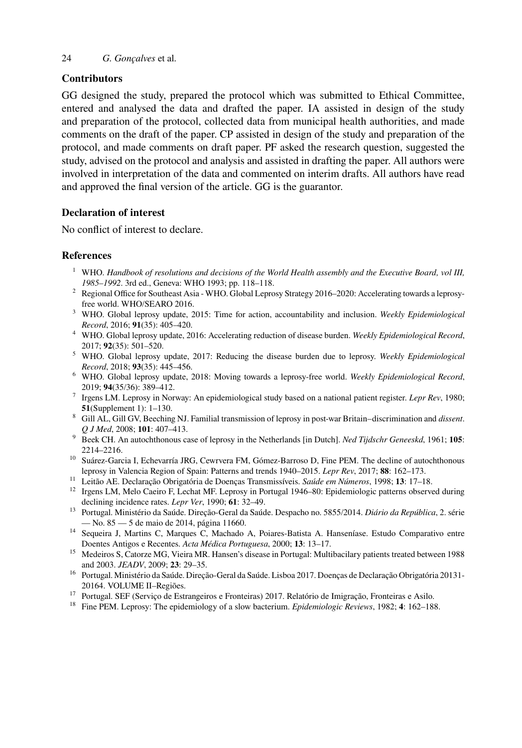## Contributors

GG designed the study, prepared the protocol which was submitted to Ethical Committee, entered and analysed the data and drafted the paper. IA assisted in design of the study and preparation of the protocol, collected data from municipal health authorities, and made comments on the draft of the paper. CP assisted in design of the study and preparation of the protocol, and made comments on draft paper. PF asked the research question, suggested the study, advised on the protocol and analysis and assisted in drafting the paper. All authors were involved in interpretation of the data and commented on interim drafts. All authors have read and approved the final version of the article. GG is the guarantor.

## Declaration of interest

No conflict of interest to declare.

## References

1. WHO. *Handbook of resolutions and decisions of the World Health assembly and the Executive Board, vol III, 1985–1992*. 3rd ed., Geneva: WHO 1993; pp. 118–118.
2. Regional Office for Southeast Asia - WHO. Global Leprosy Strategy 2016–2020: Accelerating towards a leprosy-free world. WHO/SEARO 2016.
3. WHO. Global leprosy update, 2015: Time for action, accountability and inclusion. *Weekly Epidemiological Record*, 2016; **91**(35): 405–420.
4. WHO. Global leprosy update, 2016: Accelerating reduction of disease burden. *Weekly Epidemiological Record*, 2017; **92**(35): 501–520.
5. WHO. Global leprosy update, 2017: Reducing the disease burden due to leprosy. *Weekly Epidemiological Record*, 2018; **93**(35): 445–456.
6. WHO. Global leprosy update, 2018: Moving towards a leprosy-free world. *Weekly Epidemiological Record*, 2019; **94**(35/36): 389–412.
7. Irgens LM. Leprosy in Norway: An epidemiological study based on a national patient register. *Lepr Rev*, 1980; **51**(Supplement 1): 1–130.
8. Gill AL, Gill GV, Beeching NJ. Familial transmission of leprosy in post-war Britain–discrimination and *dissent*. *Q J Med*, 2008; **101**: 407–413.
9. Beek CH. An autochthonous case of leprosy in the Netherlands [in Dutch]. *Ned Tijdschr Geneeskd*, 1961; **105**: 2214–2216.
10. Suárez-Garcia I, Echevarría JRG, Cewrvera FM, Gómez-Barroso D, Fine PEM. The decline of autochthonous leprosy in Valencia Region of Spain: Patterns and trends 1940–2015. *Lepr Rev*, 2017; **88**: 162–173.
11. Leitão AE. Declaração Obrigatória de Doenças Transmissíveis. *Saúde em Números*, 1998; **13**: 17–18.
12. Irgens LM, Melo Caeiro F, Lechat MF. Leprosy in Portugal 1946–80: Epidemiologic patterns observed during declining incidence rates. *Lepr Ver*, 1990; **61**: 32–49.
13. Portugal. Ministério da Saúde. Direção-Geral da Saúde. Despacho no. 5855/2014. *Diário da República*, 2. série — No. 85 — 5 de maio de 2014, página 11660.
14. Sequeira J, Martins C, Marques C, Machado A, Poiares-Batista A. Hanseníase. Estudo Comparativo entre Doentes Antigos e Recentes. *Acta Médica Portuguesa*, 2000; **13**: 13–17.
15. Medeiros S, Catorze MG, Vieira MR. Hansen's disease in Portugal: Multibacilary patients treated between 1988 and 2003. *JEADV*, 2009; **23**: 29–35.
16. Portugal. Ministério da Saúde. Direção-Geral da Saúde. Lisboa 2017. Doenças de Declaração Obrigatória 20131-20164. VOLUME II–Regiões.
17. Portugal. SEF (Serviço de Estrangeiros e Fronteiras) 2017. Relatório de Imigração, Fronteiras e Asilo.
18. Fine PEM. Leprosy: The epidemiology of a slow bacterium. *Epidemiologic Reviews*, 1982; **4**: 162–188.